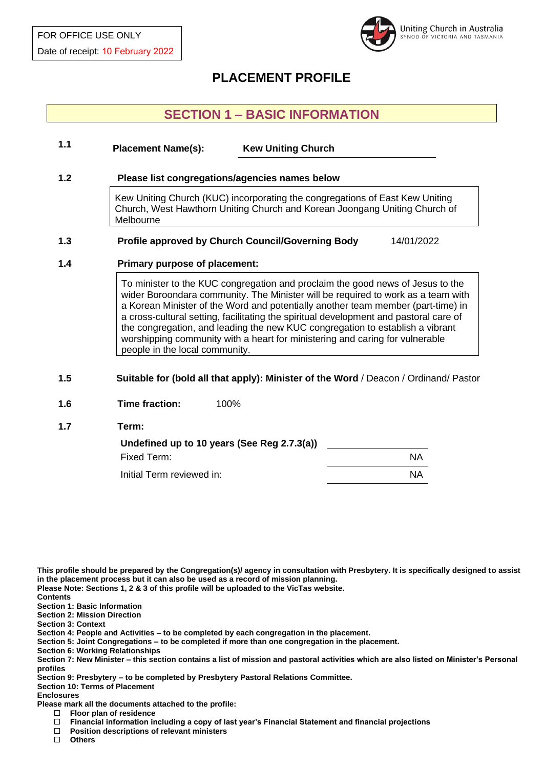FOR OFFICE USE ONLY

Date of receipt: 10 February 2022

Uniting Church in Australia
SYNOD OF VICTORIA AND TASMANIA

# PLACEMENT PROFILE

## SECTION 1 – BASIC INFORMATION

**1.1** **Placement Name(s):** **Kew Uniting Church**

**1.2** **Please list congregations/agencies names below**

Kew Uniting Church (KUC) incorporating the congregations of East Kew Uniting Church, West Hawthorn Uniting Church and Korean Joongang Uniting Church of Melbourne

**1.3** **Profile approved by Church Council/Governing Body** 14/01/2022

**1.4** **Primary purpose of placement:**

To minister to the KUC congregation and proclaim the good news of Jesus to the wider Boroondara community. The Minister will be required to work as a team with a Korean Minister of the Word and potentially another team member (part-time) in a cross-cultural setting, facilitating the spiritual development and pastoral care of the congregation, and leading the new KUC congregation to establish a vibrant worshipping community with a heart for ministering and caring for vulnerable people in the local community.

**1.5** **Suitable for (bold all that apply): Minister of the Word** / Deacon / Ordinand/ Pastor

**1.6** **Time fraction:** 100%

**1.7** **Term:**

| | |
|---|---|
| **Undefined up to 10 years (See Reg 2.7.3(a))** | |
| Fixed Term: | NA |
| Initial Term reviewed in: | NA |

**This profile should be prepared by the Congregation(s)/ agency in consultation with Presbytery. It is specifically designed to assist in the placement process but it can also be used as a record of mission planning.**
**Please Note: Sections 1, 2 & 3 of this profile will be uploaded to the VicTas website.**
**Contents**
**Section 1: Basic Information**
**Section 2: Mission Direction**
**Section 3: Context**
**Section 4: People and Activities – to be completed by each congregation in the placement.**
**Section 5: Joint Congregations – to be completed if more than one congregation in the placement.**
**Section 6: Working Relationships**
**Section 7: New Minister – this section contains a list of mission and pastoral activities which are also listed on Minister's Personal profiles**
**Section 9: Presbytery – to be completed by Presbytery Pastoral Relations Committee.**
**Section 10: Terms of Placement**
**Enclosures**
**Please mark all the documents attached to the profile:**

- ☐ **Floor plan of residence**
- ☐ **Financial information including a copy of last year's Financial Statement and financial projections**
- ☐ **Position descriptions of relevant ministers**
- ☐ **Others**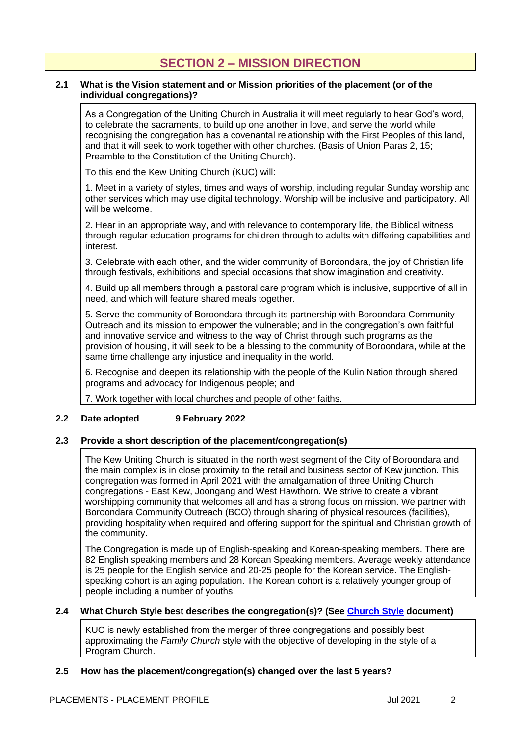# SECTION 2 – MISSION DIRECTION

**2.1 What is the Vision statement and or Mission priorities of the placement (or of the individual congregations)?**

As a Congregation of the Uniting Church in Australia it will meet regularly to hear God's word, to celebrate the sacraments, to build up one another in love, and serve the world while recognising the congregation has a covenantal relationship with the First Peoples of this land, and that it will seek to work together with other churches. (Basis of Union Paras 2, 15; Preamble to the Constitution of the Uniting Church).

To this end the Kew Uniting Church (KUC) will:

1. Meet in a variety of styles, times and ways of worship, including regular Sunday worship and other services which may use digital technology. Worship will be inclusive and participatory. All will be welcome.

2. Hear in an appropriate way, and with relevance to contemporary life, the Biblical witness through regular education programs for children through to adults with differing capabilities and interest.

3. Celebrate with each other, and the wider community of Boroondara, the joy of Christian life through festivals, exhibitions and special occasions that show imagination and creativity.

4. Build up all members through a pastoral care program which is inclusive, supportive of all in need, and which will feature shared meals together.

5. Serve the community of Boroondara through its partnership with Boroondara Community Outreach and its mission to empower the vulnerable; and in the congregation's own faithful and innovative service and witness to the way of Christ through such programs as the provision of housing, it will seek to be a blessing to the community of Boroondara, while at the same time challenge any injustice and inequality in the world.

6. Recognise and deepen its relationship with the people of the Kulin Nation through shared programs and advocacy for Indigenous people; and

7. Work together with local churches and people of other faiths.

**2.2 Date adopted 9 February 2022**

**2.3 Provide a short description of the placement/congregation(s)**

The Kew Uniting Church is situated in the north west segment of the City of Boroondara and the main complex is in close proximity to the retail and business sector of Kew junction. This congregation was formed in April 2021 with the amalgamation of three Uniting Church congregations - East Kew, Joongang and West Hawthorn. We strive to create a vibrant worshipping community that welcomes all and has a strong focus on mission. We partner with Boroondara Community Outreach (BCO) through sharing of physical resources (facilities), providing hospitality when required and offering support for the spiritual and Christian growth of the community.

The Congregation is made up of English-speaking and Korean-speaking members. There are 82 English speaking members and 28 Korean Speaking members. Average weekly attendance is 25 people for the English service and 20-25 people for the Korean service. The English-speaking cohort is an aging population. The Korean cohort is a relatively younger group of people including a number of youths.

**2.4 What Church Style best describes the congregation(s)? (See Church Style document)**

KUC is newly established from the merger of three congregations and possibly best approximating the *Family Church* style with the objective of developing in the style of a Program Church.

**2.5 How has the placement/congregation(s) changed over the last 5 years?**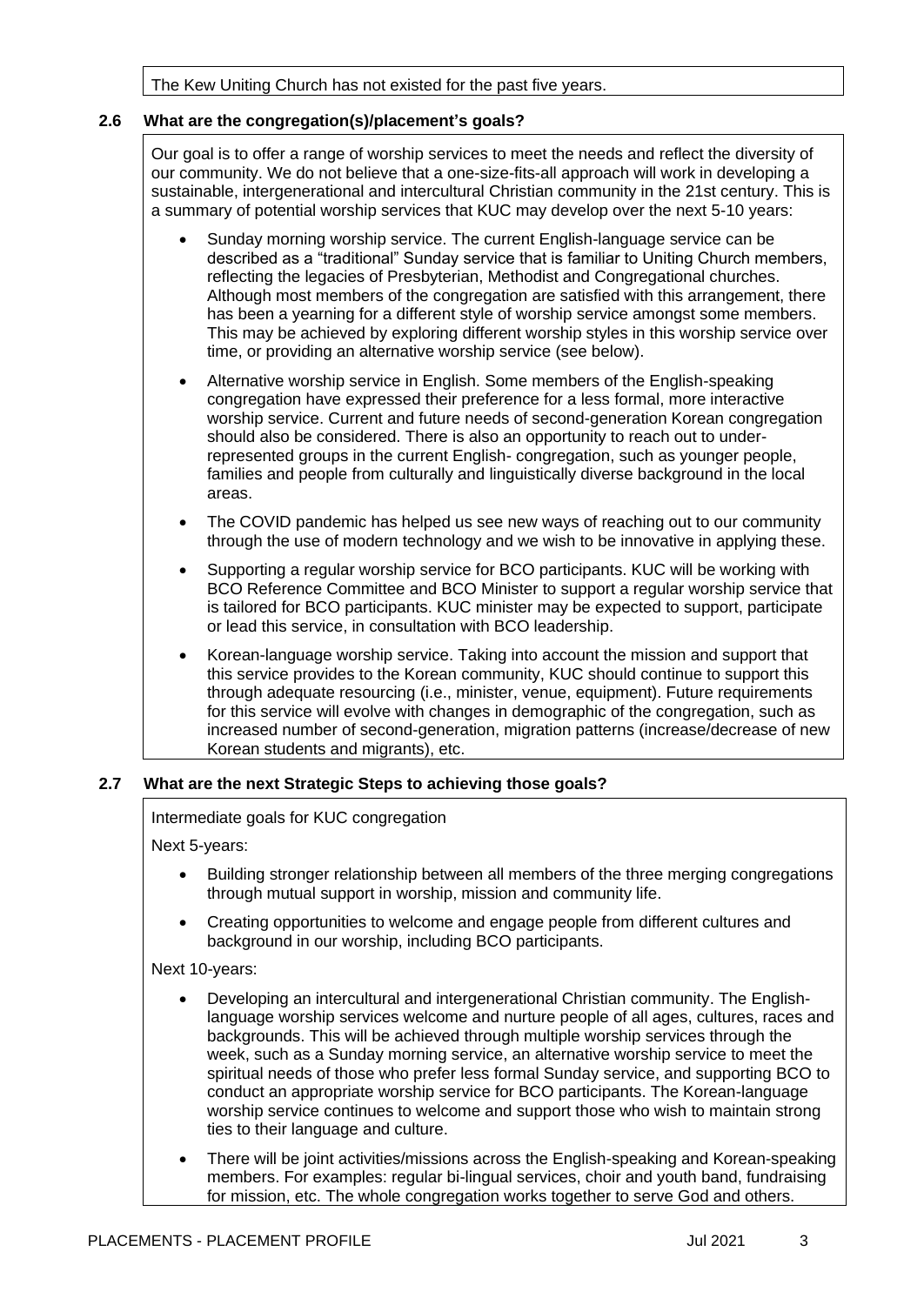The Kew Uniting Church has not existed for the past five years.

### 2.6 What are the congregation(s)/placement's goals?

Our goal is to offer a range of worship services to meet the needs and reflect the diversity of our community. We do not believe that a one-size-fits-all approach will work in developing a sustainable, intergenerational and intercultural Christian community in the 21st century. This is a summary of potential worship services that KUC may develop over the next 5-10 years:

- Sunday morning worship service. The current English-language service can be described as a "traditional" Sunday service that is familiar to Uniting Church members, reflecting the legacies of Presbyterian, Methodist and Congregational churches. Although most members of the congregation are satisfied with this arrangement, there has been a yearning for a different style of worship service amongst some members. This may be achieved by exploring different worship styles in this worship service over time, or providing an alternative worship service (see below).
- Alternative worship service in English. Some members of the English-speaking congregation have expressed their preference for a less formal, more interactive worship service. Current and future needs of second-generation Korean congregation should also be considered. There is also an opportunity to reach out to under-represented groups in the current English- congregation, such as younger people, families and people from culturally and linguistically diverse background in the local areas.
- The COVID pandemic has helped us see new ways of reaching out to our community through the use of modern technology and we wish to be innovative in applying these.
- Supporting a regular worship service for BCO participants. KUC will be working with BCO Reference Committee and BCO Minister to support a regular worship service that is tailored for BCO participants. KUC minister may be expected to support, participate or lead this service, in consultation with BCO leadership.
- Korean-language worship service. Taking into account the mission and support that this service provides to the Korean community, KUC should continue to support this through adequate resourcing (i.e., minister, venue, equipment). Future requirements for this service will evolve with changes in demographic of the congregation, such as increased number of second-generation, migration patterns (increase/decrease of new Korean students and migrants), etc.

### 2.7 What are the next Strategic Steps to achieving those goals?

Intermediate goals for KUC congregation

Next 5-years:

- Building stronger relationship between all members of the three merging congregations through mutual support in worship, mission and community life.
- Creating opportunities to welcome and engage people from different cultures and background in our worship, including BCO participants.

Next 10-years:

- Developing an intercultural and intergenerational Christian community. The English-language worship services welcome and nurture people of all ages, cultures, races and backgrounds. This will be achieved through multiple worship services through the week, such as a Sunday morning service, an alternative worship service to meet the spiritual needs of those who prefer less formal Sunday service, and supporting BCO to conduct an appropriate worship service for BCO participants. The Korean-language worship service continues to welcome and support those who wish to maintain strong ties to their language and culture.
- There will be joint activities/missions across the English-speaking and Korean-speaking members. For examples: regular bi-lingual services, choir and youth band, fundraising for mission, etc. The whole congregation works together to serve God and others.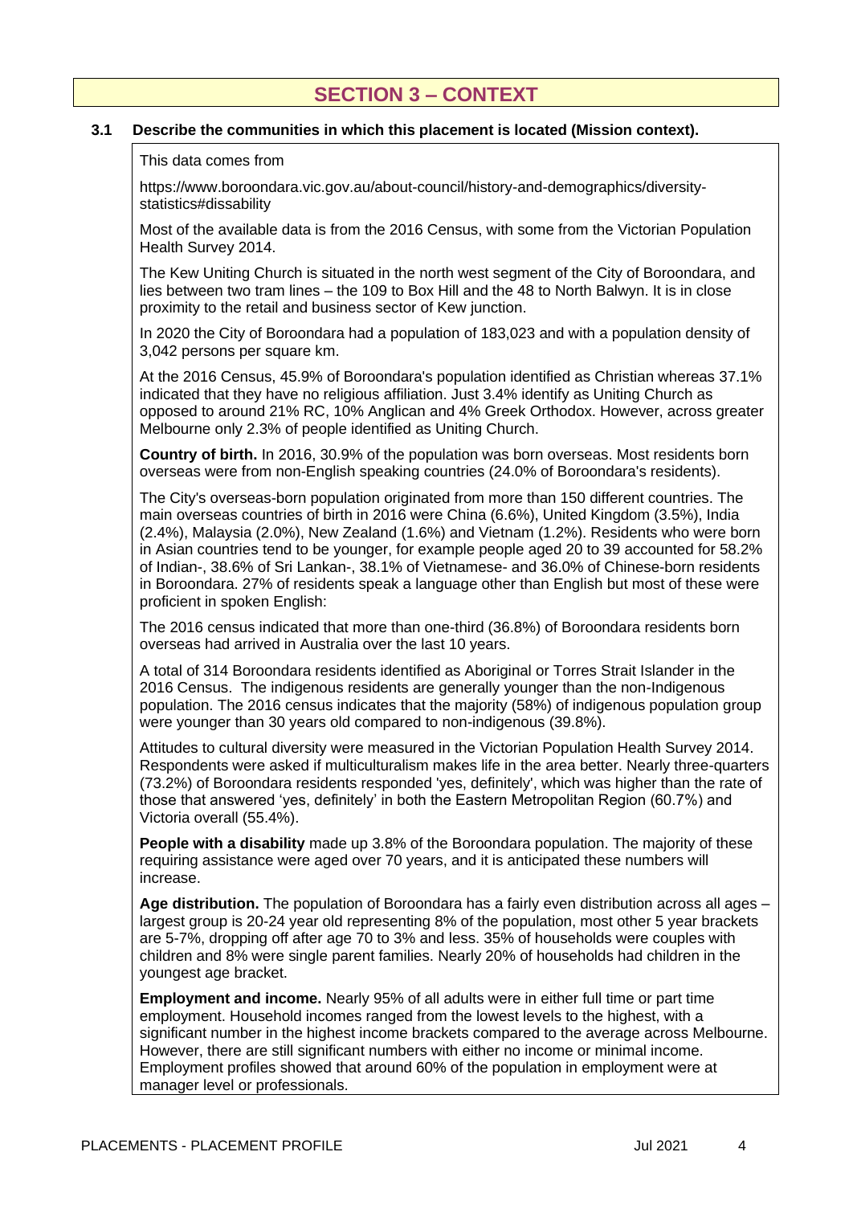# SECTION 3 – CONTEXT

**3.1 Describe the communities in which this placement is located (Mission context).**

This data comes from

https://www.boroondara.vic.gov.au/about-council/history-and-demographics/diversity-statistics#dissability

Most of the available data is from the 2016 Census, with some from the Victorian Population Health Survey 2014.

The Kew Uniting Church is situated in the north west segment of the City of Boroondara, and lies between two tram lines – the 109 to Box Hill and the 48 to North Balwyn. It is in close proximity to the retail and business sector of Kew junction.

In 2020 the City of Boroondara had a population of 183,023 and with a population density of 3,042 persons per square km.

At the 2016 Census, 45.9% of Boroondara's population identified as Christian whereas 37.1% indicated that they have no religious affiliation. Just 3.4% identify as Uniting Church as opposed to around 21% RC, 10% Anglican and 4% Greek Orthodox. However, across greater Melbourne only 2.3% of people identified as Uniting Church.

**Country of birth.** In 2016, 30.9% of the population was born overseas. Most residents born overseas were from non-English speaking countries (24.0% of Boroondara's residents).

The City's overseas-born population originated from more than 150 different countries. The main overseas countries of birth in 2016 were China (6.6%), United Kingdom (3.5%), India (2.4%), Malaysia (2.0%), New Zealand (1.6%) and Vietnam (1.2%). Residents who were born in Asian countries tend to be younger, for example people aged 20 to 39 accounted for 58.2% of Indian-, 38.6% of Sri Lankan-, 38.1% of Vietnamese- and 36.0% of Chinese-born residents in Boroondara. 27% of residents speak a language other than English but most of these were proficient in spoken English:

The 2016 census indicated that more than one-third (36.8%) of Boroondara residents born overseas had arrived in Australia over the last 10 years.

A total of 314 Boroondara residents identified as Aboriginal or Torres Strait Islander in the 2016 Census. The indigenous residents are generally younger than the non-Indigenous population. The 2016 census indicates that the majority (58%) of indigenous population group were younger than 30 years old compared to non-indigenous (39.8%).

Attitudes to cultural diversity were measured in the Victorian Population Health Survey 2014. Respondents were asked if multiculturalism makes life in the area better. Nearly three-quarters (73.2%) of Boroondara residents responded 'yes, definitely', which was higher than the rate of those that answered 'yes, definitely' in both the Eastern Metropolitan Region (60.7%) and Victoria overall (55.4%).

**People with a disability** made up 3.8% of the Boroondara population. The majority of these requiring assistance were aged over 70 years, and it is anticipated these numbers will increase.

**Age distribution.** The population of Boroondara has a fairly even distribution across all ages – largest group is 20-24 year old representing 8% of the population, most other 5 year brackets are 5-7%, dropping off after age 70 to 3% and less. 35% of households were couples with children and 8% were single parent families. Nearly 20% of households had children in the youngest age bracket.

**Employment and income.** Nearly 95% of all adults were in either full time or part time employment. Household incomes ranged from the lowest levels to the highest, with a significant number in the highest income brackets compared to the average across Melbourne. However, there are still significant numbers with either no income or minimal income. Employment profiles showed that around 60% of the population in employment were at manager level or professionals.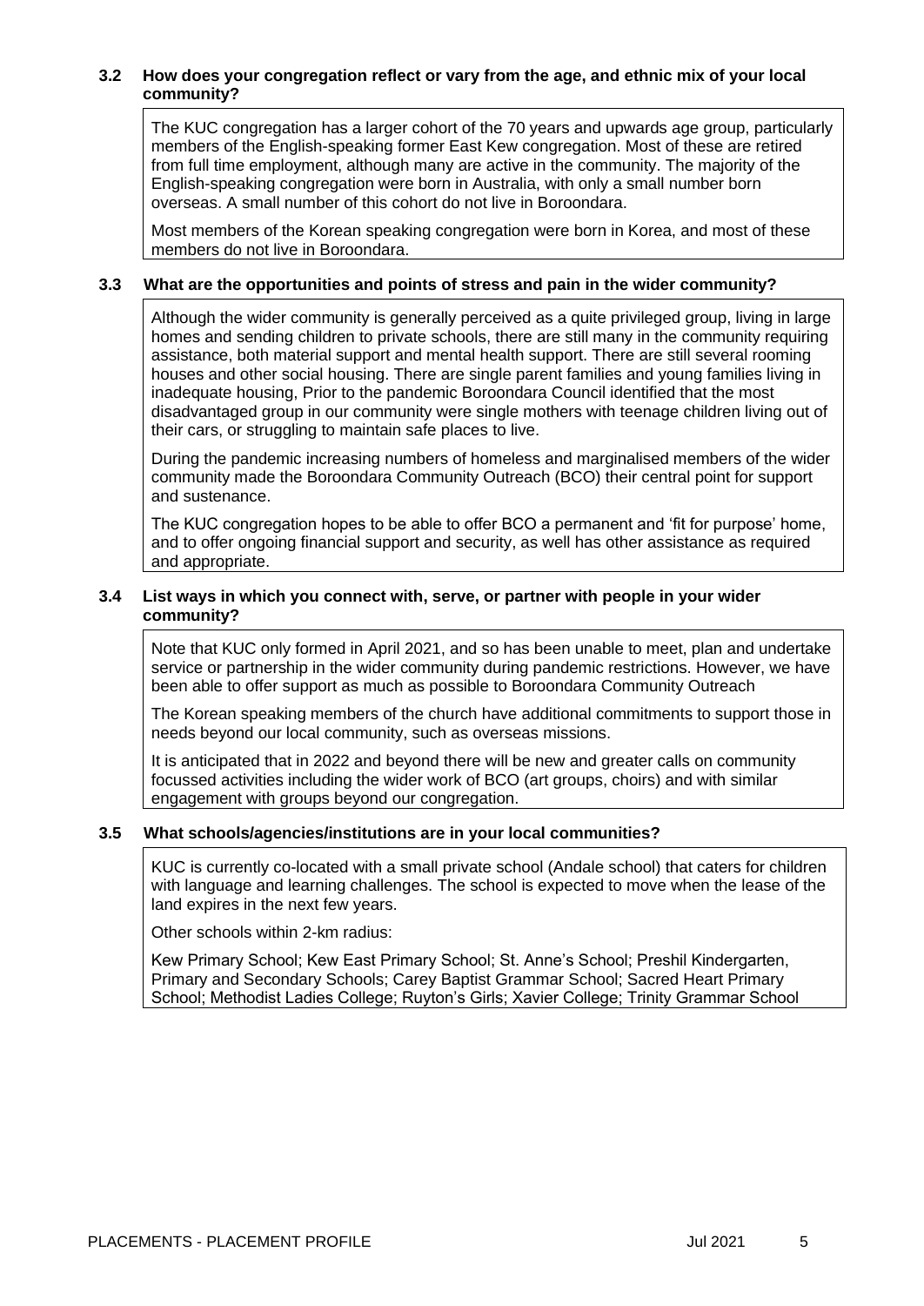### 3.2 How does your congregation reflect or vary from the age, and ethnic mix of your local community?

The KUC congregation has a larger cohort of the 70 years and upwards age group, particularly members of the English-speaking former East Kew congregation. Most of these are retired from full time employment, although many are active in the community. The majority of the English-speaking congregation were born in Australia, with only a small number born overseas. A small number of this cohort do not live in Boroondara.

Most members of the Korean speaking congregation were born in Korea, and most of these members do not live in Boroondara.

### 3.3 What are the opportunities and points of stress and pain in the wider community?

Although the wider community is generally perceived as a quite privileged group, living in large homes and sending children to private schools, there are still many in the community requiring assistance, both material support and mental health support. There are still several rooming houses and other social housing. There are single parent families and young families living in inadequate housing, Prior to the pandemic Boroondara Council identified that the most disadvantaged group in our community were single mothers with teenage children living out of their cars, or struggling to maintain safe places to live.

During the pandemic increasing numbers of homeless and marginalised members of the wider community made the Boroondara Community Outreach (BCO) their central point for support and sustenance.

The KUC congregation hopes to be able to offer BCO a permanent and 'fit for purpose' home, and to offer ongoing financial support and security, as well has other assistance as required and appropriate.

### 3.4 List ways in which you connect with, serve, or partner with people in your wider community?

Note that KUC only formed in April 2021, and so has been unable to meet, plan and undertake service or partnership in the wider community during pandemic restrictions. However, we have been able to offer support as much as possible to Boroondara Community Outreach

The Korean speaking members of the church have additional commitments to support those in needs beyond our local community, such as overseas missions.

It is anticipated that in 2022 and beyond there will be new and greater calls on community focussed activities including the wider work of BCO (art groups, choirs) and with similar engagement with groups beyond our congregation.

### 3.5 What schools/agencies/institutions are in your local communities?

KUC is currently co-located with a small private school (Andale school) that caters for children with language and learning challenges. The school is expected to move when the lease of the land expires in the next few years.

Other schools within 2-km radius:

Kew Primary School; Kew East Primary School; St. Anne's School; Preshil Kindergarten, Primary and Secondary Schools; Carey Baptist Grammar School; Sacred Heart Primary School; Methodist Ladies College; Ruyton's Girls; Xavier College; Trinity Grammar School